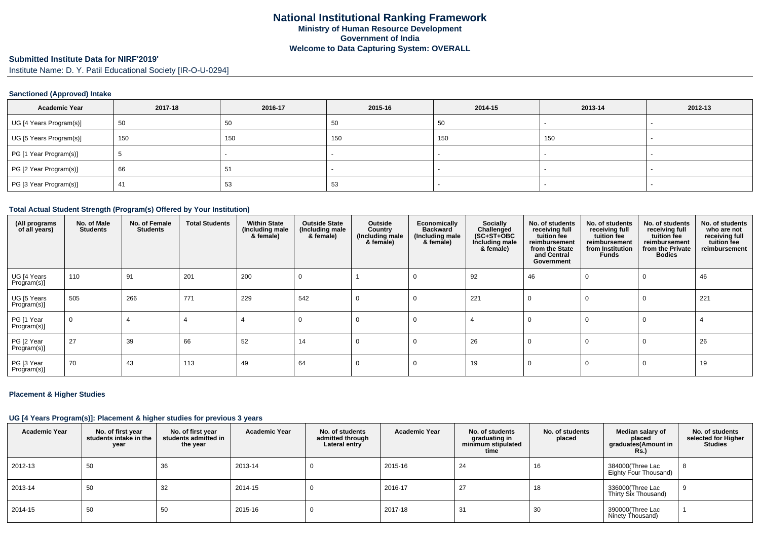# National Institutional Ranking Framework

**Ministry of Human Resource Development**

**Government of India**

**Welcome to Data Capturing System: OVERALL**

## Submitted Institute Data for NIRF'2019'

Institute Name: D. Y. Patil Educational Society [IR-O-U-0294]

### Sanctioned (Approved) Intake

| Academic Year | 2017-18 | 2016-17 | 2015-16 | 2014-15 | 2013-14 | 2012-13 |
|---|---|---|---|---|---|---|
| UG [4 Years Program(s)] | 50 | 50 | 50 | 50 | - | - |
| UG [5 Years Program(s)] | 150 | 150 | 150 | 150 | 150 | - |
| PG [1 Year Program(s)] | 5 | - | - | - | - | - |
| PG [2 Year Program(s)] | 66 | 51 | - | - | - | - |
| PG [3 Year Program(s)] | 41 | 53 | 53 | - | - | - |

### Total Actual Student Strength (Program(s) Offered by Your Institution)

| (All programs of all years) | No. of Male Students | No. of Female Students | Total Students | Within State (Including male & female) | Outside State (Including male & female) | Outside Country (Including male & female) | Economically Backward (Including male & female) | Socially Challenged (SC+ST+OBC Including male & female) | No. of students receiving full tuition fee reimbursement from the State and Central Government | No. of students receiving full tuition fee reimbursement from Institution Funds | No. of students receiving full tuition fee reimbursement from the Private Bodies | No. of students who are not receiving full tuition fee reimbursement |
|---|---|---|---|---|---|---|---|---|---|---|---|---|
| UG [4 Years Program(s)] | 110 | 91 | 201 | 200 | 0 | 1 | 0 | 92 | 46 | 0 | 0 | 46 |
| UG [5 Years Program(s)] | 505 | 266 | 771 | 229 | 542 | 0 | 0 | 221 | 0 | 0 | 0 | 221 |
| PG [1 Year Program(s)] | 0 | 4 | 4 | 4 | 0 | 0 | 0 | 4 | 0 | 0 | 0 | 4 |
| PG [2 Year Program(s)] | 27 | 39 | 66 | 52 | 14 | 0 | 0 | 26 | 0 | 0 | 0 | 26 |
| PG [3 Year Program(s)] | 70 | 43 | 113 | 49 | 64 | 0 | 0 | 19 | 0 | 0 | 0 | 19 |

### Placement & Higher Studies

#### UG [4 Years Program(s)]: Placement & higher studies for previous 3 years

| Academic Year | No. of first year students intake in the year | No. of first year students admitted in the year | Academic Year | No. of students admitted through Lateral entry | Academic Year | No. of students graduating in minimum stipulated time | No. of students placed | Median salary of placed graduates(Amount in Rs.) | No. of students selected for Higher Studies |
|---|---|---|---|---|---|---|---|---|---|
| 2012-13 | 50 | 36 | 2013-14 | 0 | 2015-16 | 24 | 16 | 384000(Three Lac Eighty Four Thousand) | 8 |
| 2013-14 | 50 | 32 | 2014-15 | 0 | 2016-17 | 27 | 18 | 336000(Three Lac Thirty Six Thousand) | 9 |
| 2014-15 | 50 | 50 | 2015-16 | 0 | 2017-18 | 31 | 30 | 390000(Three Lac Ninety Thousand) | 1 |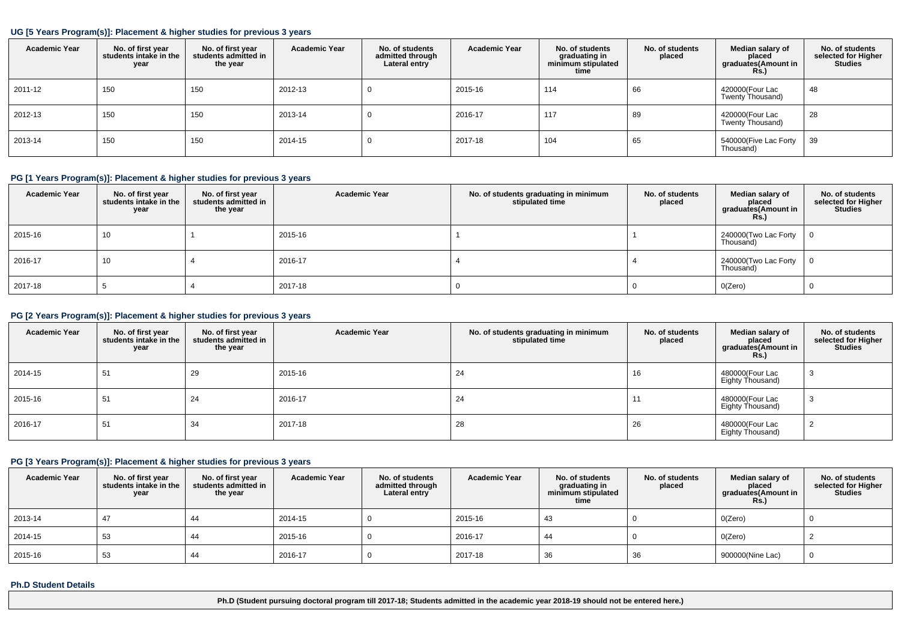### UG [5 Years Program(s)]: Placement & higher studies for previous 3 years

| Academic Year | No. of first year students intake in the year | No. of first year students admitted in the year | Academic Year | No. of students admitted through Lateral entry | Academic Year | No. of students graduating in minimum stipulated time | No. of students placed | Median salary of placed graduates(Amount in Rs.) | No. of students selected for Higher Studies |
|---|---|---|---|---|---|---|---|---|---|
| 2011-12 | 150 | 150 | 2012-13 | 0 | 2015-16 | 114 | 66 | 420000(Four Lac Twenty Thousand) | 48 |
| 2012-13 | 150 | 150 | 2013-14 | 0 | 2016-17 | 117 | 89 | 420000(Four Lac Twenty Thousand) | 28 |
| 2013-14 | 150 | 150 | 2014-15 | 0 | 2017-18 | 104 | 65 | 540000(Five Lac Forty Thousand) | 39 |

### PG [1 Years Program(s)]: Placement & higher studies for previous 3 years

| Academic Year | No. of first year students intake in the year | No. of first year students admitted in the year | Academic Year | No. of students graduating in minimum stipulated time | No. of students placed | Median salary of placed graduates(Amount in Rs.) | No. of students selected for Higher Studies |
|---|---|---|---|---|---|---|---|
| 2015-16 | 10 | 1 | 2015-16 | 1 | 1 | 240000(Two Lac Forty Thousand) | 0 |
| 2016-17 | 10 | 4 | 2016-17 | 4 | 4 | 240000(Two Lac Forty Thousand) | 0 |
| 2017-18 | 5 | 4 | 2017-18 | 0 | 0 | 0(Zero) | 0 |

### PG [2 Years Program(s)]: Placement & higher studies for previous 3 years

| Academic Year | No. of first year students intake in the year | No. of first year students admitted in the year | Academic Year | No. of students graduating in minimum stipulated time | No. of students placed | Median salary of placed graduates(Amount in Rs.) | No. of students selected for Higher Studies |
|---|---|---|---|---|---|---|---|
| 2014-15 | 51 | 29 | 2015-16 | 24 | 16 | 480000(Four Lac Eighty Thousand) | 3 |
| 2015-16 | 51 | 24 | 2016-17 | 24 | 11 | 480000(Four Lac Eighty Thousand) | 3 |
| 2016-17 | 51 | 34 | 2017-18 | 28 | 26 | 480000(Four Lac Eighty Thousand) | 2 |

### PG [3 Years Program(s)]: Placement & higher studies for previous 3 years

| Academic Year | No. of first year students intake in the year | No. of first year students admitted in the year | Academic Year | No. of students admitted through Lateral entry | Academic Year | No. of students graduating in minimum stipulated time | No. of students placed | Median salary of placed graduates(Amount in Rs.) | No. of students selected for Higher Studies |
|---|---|---|---|---|---|---|---|---|---|
| 2013-14 | 47 | 44 | 2014-15 | 0 | 2015-16 | 43 | 0 | 0(Zero) | 0 |
| 2014-15 | 53 | 44 | 2015-16 | 0 | 2016-17 | 44 | 0 | 0(Zero) | 2 |
| 2015-16 | 53 | 44 | 2016-17 | 0 | 2017-18 | 36 | 36 | 900000(Nine Lac) | 0 |

### Ph.D Student Details

**Ph.D (Student pursuing doctoral program till 2017-18; Students admitted in the academic year 2018-19 should not be entered here.)**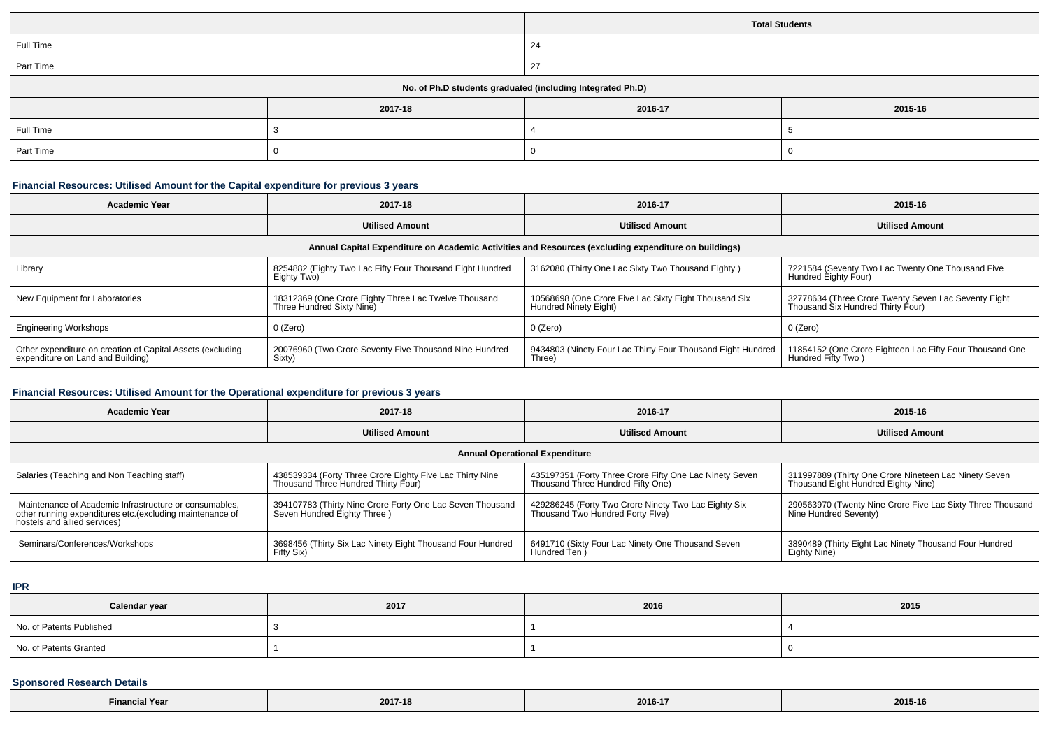| | Total Students |
|---|---|
| Full Time | 24 |
| Part Time | 27 |

| No. of Ph.D students graduated (including Integrated Ph.D) | | | |
|---|---|---|---|
| | 2017-18 | 2016-17 | 2015-16 |
| Full Time | 3 | 4 | 5 |
| Part Time | 0 | 0 | 0 |

### Financial Resources: Utilised Amount for the Capital expenditure for previous 3 years

| Academic Year | 2017-18 | 2016-17 | 2015-16 |
|---|---|---|---|
| | Utilised Amount | Utilised Amount | Utilised Amount |
| Annual Capital Expenditure on Academic Activities and Resources (excluding expenditure on buildings) | | | |
| Library | 8254882 (Eighty Two Lac Fifty Four Thousand Eight Hundred Eighty Two) | 3162080 (Thirty One Lac Sixty Two Thousand Eighty ) | 7221584 (Seventy Two Lac Twenty One Thousand Five Hundred Eighty Four) |
| New Equipment for Laboratories | 18312369 (One Crore Eighty Three Lac Twelve Thousand Three Hundred Sixty Nine) | 10568698 (One Crore Five Lac Sixty Eight Thousand Six Hundred Ninety Eight) | 32778634 (Three Crore Twenty Seven Lac Seventy Eight Thousand Six Hundred Thirty Four) |
| Engineering Workshops | 0 (Zero) | 0 (Zero) | 0 (Zero) |
| Other expenditure on creation of Capital Assets (excluding expenditure on Land and Building) | 20076960 (Two Crore Seventy Five Thousand Nine Hundred Sixty) | 9434803 (Ninety Four Lac Thirty Four Thousand Eight Hundred Three) | 11854152 (One Crore Eighteen Lac Fifty Four Thousand One Hundred Fifty Two ) |

### Financial Resources: Utilised Amount for the Operational expenditure for previous 3 years

| Academic Year | 2017-18 | 2016-17 | 2015-16 |
|---|---|---|---|
| | Utilised Amount | Utilised Amount | Utilised Amount |
| Annual Operational Expenditure | | | |
| Salaries (Teaching and Non Teaching staff) | 438539334 (Forty Three Crore Eighty Five Lac Thirty Nine Thousand Three Hundred Thirty Four) | 435197351 (Forty Three Crore Fifty One Lac Ninety Seven Thousand Three Hundred Fifty One) | 311997889 (Thirty One Crore Nineteen Lac Ninety Seven Thousand Eight Hundred Eighty Nine) |
| Maintenance of Academic Infrastructure or consumables, other running expenditures etc.(excluding maintenance of hostels and allied services) | 394107783 (Thirty Nine Crore Forty One Lac Seven Thousand Seven Hundred Eighty Three ) | 429286245 (Forty Two Crore Ninety Two Lac Eighty Six Thousand Two Hundred Forty FIve) | 290563970 (Twenty Nine Crore Five Lac Sixty Three Thousand Nine Hundred Seventy) |
| Seminars/Conferences/Workshops | 3698456 (Thirty Six Lac Ninety Eight Thousand Four Hundred Fifty Six) | 6491710 (Sixty Four Lac Ninety One Thousand Seven Hundred Ten ) | 3890489 (Thirty Eight Lac Ninety Thousand Four Hundred Eighty Nine) |

### IPR

| Calendar year | 2017 | 2016 | 2015 |
|---|---|---|---|
| No. of Patents Published | 3 | 1 | 4 |
| No. of Patents Granted | 1 | 1 | 0 |

### Sponsored Research Details

| Financial Year | 2017-18 | 2016-17 | 2015-16 |
|---|---|---|---|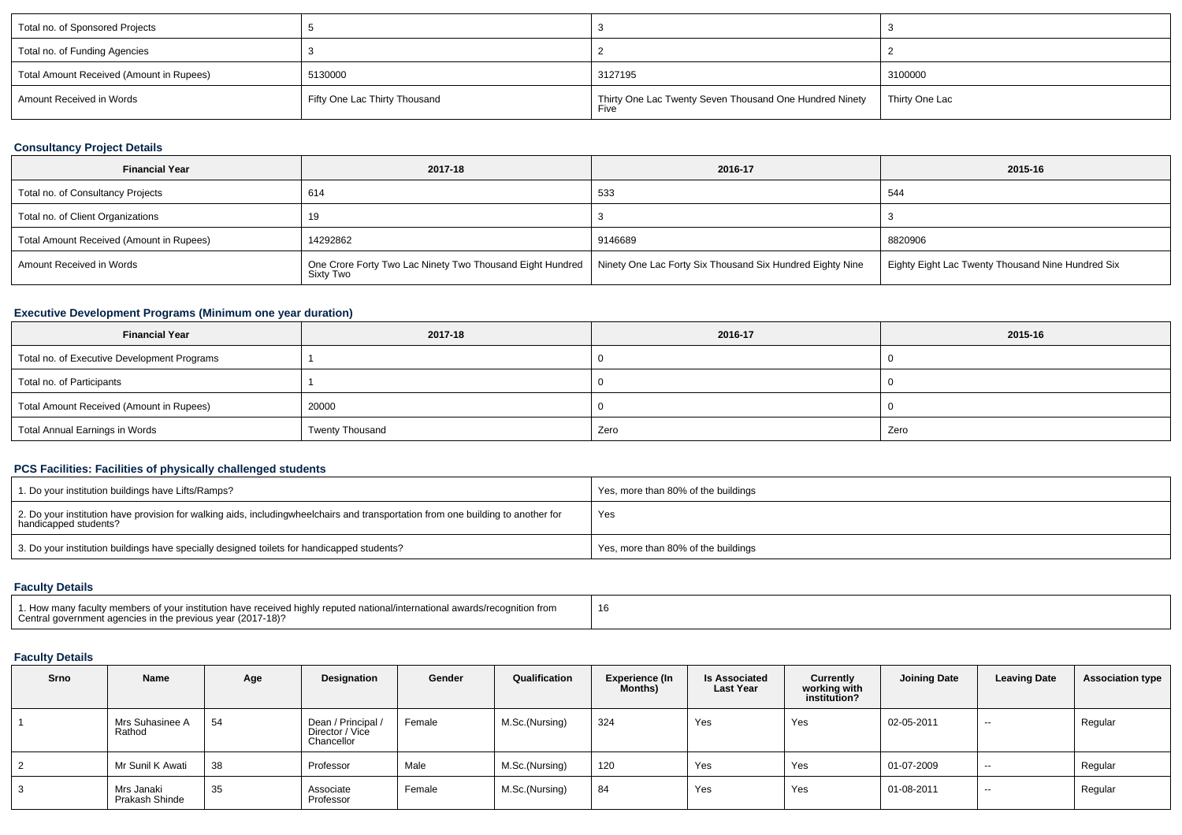| | | | |
|---|---|---|---|
| Total no. of Sponsored Projects | 5 | 3 | 3 |
| Total no. of Funding Agencies | 3 | 2 | 2 |
| Total Amount Received (Amount in Rupees) | 5130000 | 3127195 | 3100000 |
| Amount Received in Words | Fifty One Lac Thirty Thousand | Thirty One Lac Twenty Seven Thousand One Hundred Ninety Five | Thirty One Lac |

### Consultancy Project Details

| Financial Year | 2017-18 | 2016-17 | 2015-16 |
|---|---|---|---|
| Total no. of Consultancy Projects | 614 | 533 | 544 |
| Total no. of Client Organizations | 19 | 3 | 3 |
| Total Amount Received (Amount in Rupees) | 14292862 | 9146689 | 8820906 |
| Amount Received in Words | One Crore Forty Two Lac Ninety Two Thousand Eight Hundred Sixty Two | Ninety One Lac Forty Six Thousand Six Hundred Eighty Nine | Eighty Eight Lac Twenty Thousand Nine Hundred Six |

### Executive Development Programs (Minimum one year duration)

| Financial Year | 2017-18 | 2016-17 | 2015-16 |
|---|---|---|---|
| Total no. of Executive Development Programs | 1 | 0 | 0 |
| Total no. of Participants | 1 | 0 | 0 |
| Total Amount Received (Amount in Rupees) | 20000 | 0 | 0 |
| Total Annual Earnings in Words | Twenty Thousand | Zero | Zero |

### PCS Facilities: Facilities of physically challenged students

| | |
|---|---|
| 1. Do your institution buildings have Lifts/Ramps? | Yes, more than 80% of the buildings |
| 2. Do your institution have provision for walking aids, includingwheelchairs and transportation from one building to another for handicapped students? | Yes |
| 3. Do your institution buildings have specially designed toilets for handicapped students? | Yes, more than 80% of the buildings |

### Faculty Details

| | |
|---|---|
| 1. How many faculty members of your institution have received highly reputed national/international awards/recognition from Central government agencies in the previous year (2017-18)? | 16 |

### Faculty Details

| Srno | Name | Age | Designation | Gender | Qualification | Experience (In Months) | Is Associated Last Year | Currently working with institution? | Joining Date | Leaving Date | Association type |
|---|---|---|---|---|---|---|---|---|---|---|---|
| 1 | Mrs Suhasinee A Rathod | 54 | Dean / Principal / Director / Vice Chancellor | Female | M.Sc.(Nursing) | 324 | Yes | Yes | 02-05-2011 | -- | Regular |
| 2 | Mr Sunil K Awati | 38 | Professor | Male | M.Sc.(Nursing) | 120 | Yes | Yes | 01-07-2009 | -- | Regular |
| 3 | Mrs Janaki Prakash Shinde | 35 | Associate Professor | Female | M.Sc.(Nursing) | 84 | Yes | Yes | 01-08-2011 | -- | Regular |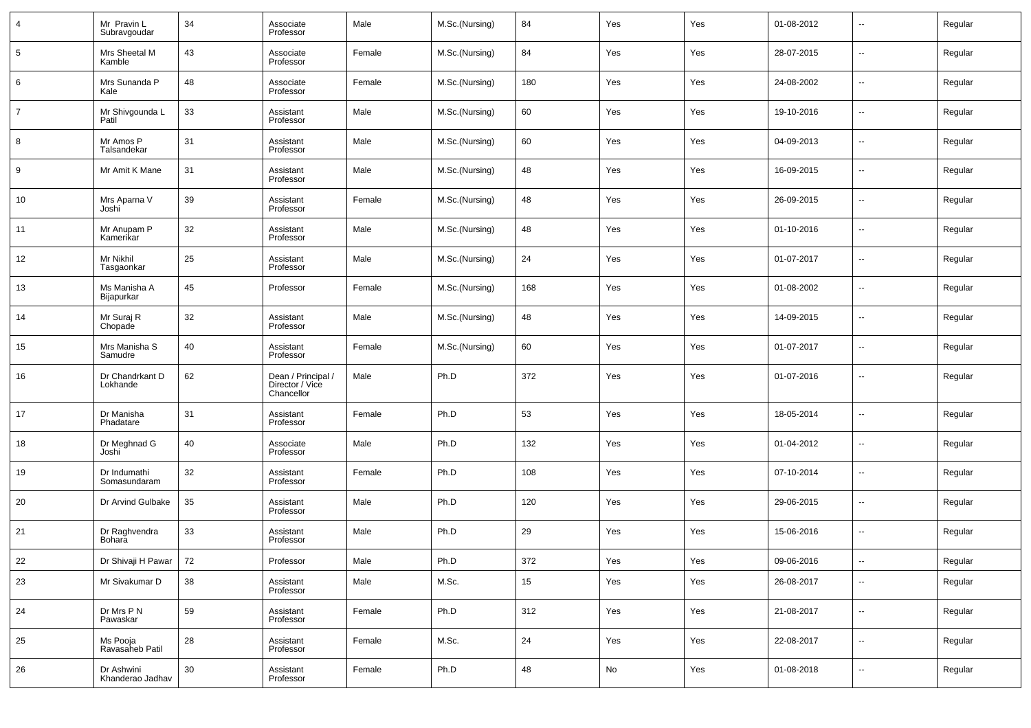| 4 | Mr Pravin L Subravgoudar | 34 | Associate Professor | Male | M.Sc.(Nursing) | 84 | Yes | Yes | 01-08-2012 | -- | Regular |
|---|---|---|---|---|---|---|---|---|---|---|---|
| 5 | Mrs Sheetal M Kamble | 43 | Associate Professor | Female | M.Sc.(Nursing) | 84 | Yes | Yes | 28-07-2015 | -- | Regular |
| 6 | Mrs Sunanda P Kale | 48 | Associate Professor | Female | M.Sc.(Nursing) | 180 | Yes | Yes | 24-08-2002 | -- | Regular |
| 7 | Mr Shivgounda L Patil | 33 | Assistant Professor | Male | M.Sc.(Nursing) | 60 | Yes | Yes | 19-10-2016 | -- | Regular |
| 8 | Mr Amos P Talsandekar | 31 | Assistant Professor | Male | M.Sc.(Nursing) | 60 | Yes | Yes | 04-09-2013 | -- | Regular |
| 9 | Mr Amit K Mane | 31 | Assistant Professor | Male | M.Sc.(Nursing) | 48 | Yes | Yes | 16-09-2015 | -- | Regular |
| 10 | Mrs Aparna V Joshi | 39 | Assistant Professor | Female | M.Sc.(Nursing) | 48 | Yes | Yes | 26-09-2015 | -- | Regular |
| 11 | Mr Anupam P Kamerikar | 32 | Assistant Professor | Male | M.Sc.(Nursing) | 48 | Yes | Yes | 01-10-2016 | -- | Regular |
| 12 | Mr Nikhil Tasgaonkar | 25 | Assistant Professor | Male | M.Sc.(Nursing) | 24 | Yes | Yes | 01-07-2017 | -- | Regular |
| 13 | Ms Manisha A Bijapurkar | 45 | Professor | Female | M.Sc.(Nursing) | 168 | Yes | Yes | 01-08-2002 | -- | Regular |
| 14 | Mr Suraj R Chopade | 32 | Assistant Professor | Male | M.Sc.(Nursing) | 48 | Yes | Yes | 14-09-2015 | -- | Regular |
| 15 | Mrs Manisha S Samudre | 40 | Assistant Professor | Female | M.Sc.(Nursing) | 60 | Yes | Yes | 01-07-2017 | -- | Regular |
| 16 | Dr Chandrkant D Lokhande | 62 | Dean / Principal / Director / Vice Chancellor | Male | Ph.D | 372 | Yes | Yes | 01-07-2016 | -- | Regular |
| 17 | Dr Manisha Phadatare | 31 | Assistant Professor | Female | Ph.D | 53 | Yes | Yes | 18-05-2014 | -- | Regular |
| 18 | Dr Meghnad G Joshi | 40 | Associate Professor | Male | Ph.D | 132 | Yes | Yes | 01-04-2012 | -- | Regular |
| 19 | Dr Indumathi Somasundaram | 32 | Assistant Professor | Female | Ph.D | 108 | Yes | Yes | 07-10-2014 | -- | Regular |
| 20 | Dr Arvind Gulbake | 35 | Assistant Professor | Male | Ph.D | 120 | Yes | Yes | 29-06-2015 | -- | Regular |
| 21 | Dr Raghvendra Bohara | 33 | Assistant Professor | Male | Ph.D | 29 | Yes | Yes | 15-06-2016 | -- | Regular |
| 22 | Dr Shivaji H Pawar | 72 | Professor | Male | Ph.D | 372 | Yes | Yes | 09-06-2016 | -- | Regular |
| 23 | Mr Sivakumar D | 38 | Assistant Professor | Male | M.Sc. | 15 | Yes | Yes | 26-08-2017 | -- | Regular |
| 24 | Dr Mrs P N Pawaskar | 59 | Assistant Professor | Female | Ph.D | 312 | Yes | Yes | 21-08-2017 | -- | Regular |
| 25 | Ms Pooja Ravasaheb Patil | 28 | Assistant Professor | Female | M.Sc. | 24 | Yes | Yes | 22-08-2017 | -- | Regular |
| 26 | Dr Ashwini Khanderao Jadhav | 30 | Assistant Professor | Female | Ph.D | 48 | No | Yes | 01-08-2018 | -- | Regular |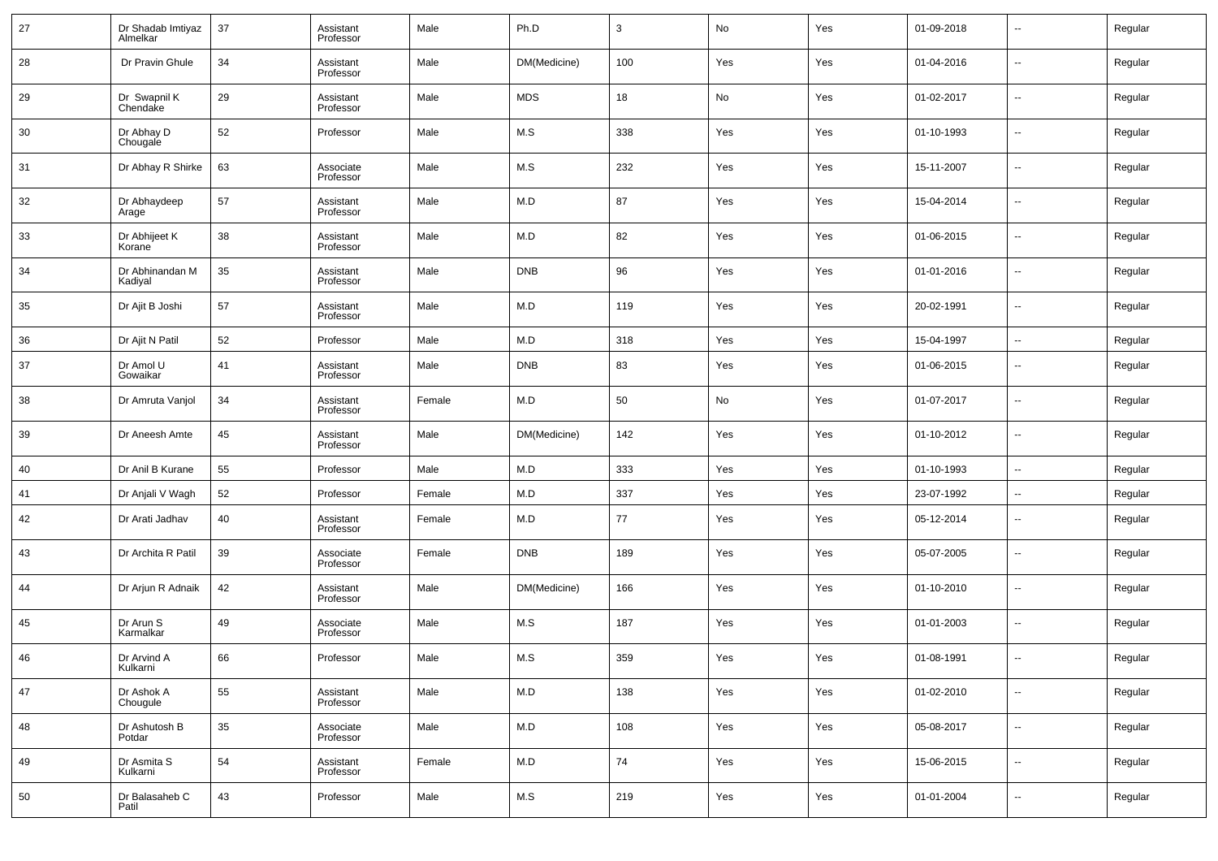| 27 | Dr Shadab Imtiyaz Almelkar | 37 | Assistant Professor | Male | Ph.D | 3 | No | Yes | 01-09-2018 | -- | Regular |
|---|---|---|---|---|---|---|---|---|---|---|---|
| 28 | Dr Pravin Ghule | 34 | Assistant Professor | Male | DM(Medicine) | 100 | Yes | Yes | 01-04-2016 | -- | Regular |
| 29 | Dr Swapnil K Chendake | 29 | Assistant Professor | Male | MDS | 18 | No | Yes | 01-02-2017 | -- | Regular |
| 30 | Dr Abhay D Chougale | 52 | Professor | Male | M.S | 338 | Yes | Yes | 01-10-1993 | -- | Regular |
| 31 | Dr Abhay R Shirke | 63 | Associate Professor | Male | M.S | 232 | Yes | Yes | 15-11-2007 | -- | Regular |
| 32 | Dr Abhaydeep Arage | 57 | Assistant Professor | Male | M.D | 87 | Yes | Yes | 15-04-2014 | -- | Regular |
| 33 | Dr Abhijeet K Korane | 38 | Assistant Professor | Male | M.D | 82 | Yes | Yes | 01-06-2015 | -- | Regular |
| 34 | Dr Abhinandan M Kadiyal | 35 | Assistant Professor | Male | DNB | 96 | Yes | Yes | 01-01-2016 | -- | Regular |
| 35 | Dr Ajit B Joshi | 57 | Assistant Professor | Male | M.D | 119 | Yes | Yes | 20-02-1991 | -- | Regular |
| 36 | Dr Ajit N Patil | 52 | Professor | Male | M.D | 318 | Yes | Yes | 15-04-1997 | -- | Regular |
| 37 | Dr Amol U Gowaikar | 41 | Assistant Professor | Male | DNB | 83 | Yes | Yes | 01-06-2015 | -- | Regular |
| 38 | Dr Amruta Vanjol | 34 | Assistant Professor | Female | M.D | 50 | No | Yes | 01-07-2017 | -- | Regular |
| 39 | Dr Aneesh Amte | 45 | Assistant Professor | Male | DM(Medicine) | 142 | Yes | Yes | 01-10-2012 | -- | Regular |
| 40 | Dr Anil B Kurane | 55 | Professor | Male | M.D | 333 | Yes | Yes | 01-10-1993 | -- | Regular |
| 41 | Dr Anjali V Wagh | 52 | Professor | Female | M.D | 337 | Yes | Yes | 23-07-1992 | -- | Regular |
| 42 | Dr Arati Jadhav | 40 | Assistant Professor | Female | M.D | 77 | Yes | Yes | 05-12-2014 | -- | Regular |
| 43 | Dr Archita R Patil | 39 | Associate Professor | Female | DNB | 189 | Yes | Yes | 05-07-2005 | -- | Regular |
| 44 | Dr Arjun R Adnaik | 42 | Assistant Professor | Male | DM(Medicine) | 166 | Yes | Yes | 01-10-2010 | -- | Regular |
| 45 | Dr Arun S Karmalkar | 49 | Associate Professor | Male | M.S | 187 | Yes | Yes | 01-01-2003 | -- | Regular |
| 46 | Dr Arvind A Kulkarni | 66 | Professor | Male | M.S | 359 | Yes | Yes | 01-08-1991 | -- | Regular |
| 47 | Dr Ashok A Chougule | 55 | Assistant Professor | Male | M.D | 138 | Yes | Yes | 01-02-2010 | -- | Regular |
| 48 | Dr Ashutosh B Potdar | 35 | Associate Professor | Male | M.D | 108 | Yes | Yes | 05-08-2017 | -- | Regular |
| 49 | Dr Asmita S Kulkarni | 54 | Assistant Professor | Female | M.D | 74 | Yes | Yes | 15-06-2015 | -- | Regular |
| 50 | Dr Balasaheb C Patil | 43 | Professor | Male | M.S | 219 | Yes | Yes | 01-01-2004 | -- | Regular |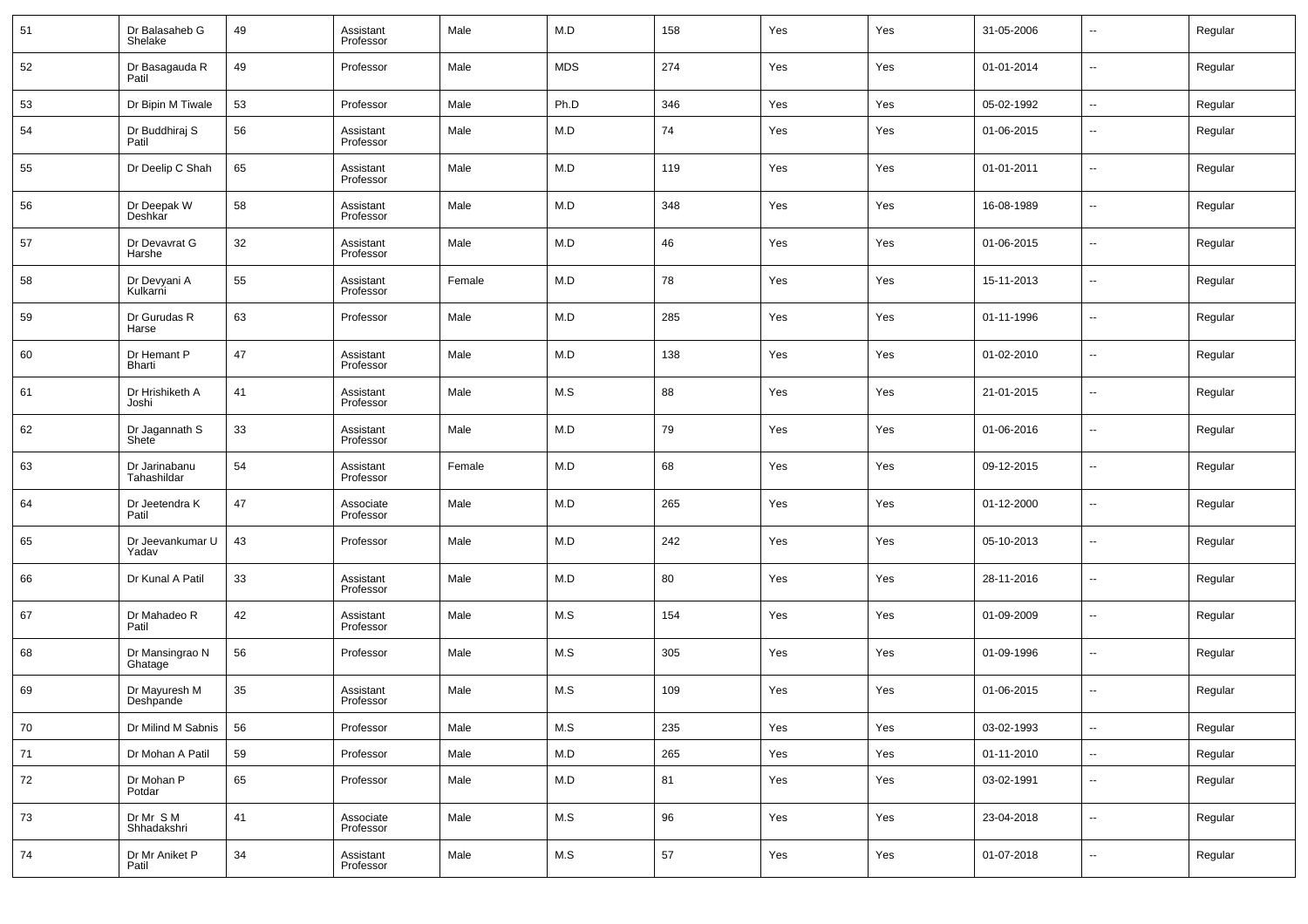| | | | | | | | | | | | |
|---|---|---|---|---|---|---|---|---|---|---|---|
| 51 | Dr Balasaheb G Shelake | 49 | Assistant Professor | Male | M.D | 158 | Yes | Yes | 31-05-2006 | -- | Regular |
| 52 | Dr Basagauda R Patil | 49 | Professor | Male | MDS | 274 | Yes | Yes | 01-01-2014 | -- | Regular |
| 53 | Dr Bipin M Tiwale | 53 | Professor | Male | Ph.D | 346 | Yes | Yes | 05-02-1992 | -- | Regular |
| 54 | Dr Buddhiraj S Patil | 56 | Assistant Professor | Male | M.D | 74 | Yes | Yes | 01-06-2015 | -- | Regular |
| 55 | Dr Deelip C Shah | 65 | Assistant Professor | Male | M.D | 119 | Yes | Yes | 01-01-2011 | -- | Regular |
| 56 | Dr Deepak W Deshkar | 58 | Assistant Professor | Male | M.D | 348 | Yes | Yes | 16-08-1989 | -- | Regular |
| 57 | Dr Devavrat G Harshe | 32 | Assistant Professor | Male | M.D | 46 | Yes | Yes | 01-06-2015 | -- | Regular |
| 58 | Dr Devyani A Kulkarni | 55 | Assistant Professor | Female | M.D | 78 | Yes | Yes | 15-11-2013 | -- | Regular |
| 59 | Dr Gurudas R Harse | 63 | Professor | Male | M.D | 285 | Yes | Yes | 01-11-1996 | -- | Regular |
| 60 | Dr Hemant P Bharti | 47 | Assistant Professor | Male | M.D | 138 | Yes | Yes | 01-02-2010 | -- | Regular |
| 61 | Dr Hrishiketh A Joshi | 41 | Assistant Professor | Male | M.S | 88 | Yes | Yes | 21-01-2015 | -- | Regular |
| 62 | Dr Jagannath S Shete | 33 | Assistant Professor | Male | M.D | 79 | Yes | Yes | 01-06-2016 | -- | Regular |
| 63 | Dr Jarinabanu Tahashildar | 54 | Assistant Professor | Female | M.D | 68 | Yes | Yes | 09-12-2015 | -- | Regular |
| 64 | Dr Jeetendra K Patil | 47 | Associate Professor | Male | M.D | 265 | Yes | Yes | 01-12-2000 | -- | Regular |
| 65 | Dr Jeevankumar U Yadav | 43 | Professor | Male | M.D | 242 | Yes | Yes | 05-10-2013 | -- | Regular |
| 66 | Dr Kunal A Patil | 33 | Assistant Professor | Male | M.D | 80 | Yes | Yes | 28-11-2016 | -- | Regular |
| 67 | Dr Mahadeo R Patil | 42 | Assistant Professor | Male | M.S | 154 | Yes | Yes | 01-09-2009 | -- | Regular |
| 68 | Dr Mansingrao N Ghatage | 56 | Professor | Male | M.S | 305 | Yes | Yes | 01-09-1996 | -- | Regular |
| 69 | Dr Mayuresh M Deshpande | 35 | Assistant Professor | Male | M.S | 109 | Yes | Yes | 01-06-2015 | -- | Regular |
| 70 | Dr Milind M Sabnis | 56 | Professor | Male | M.S | 235 | Yes | Yes | 03-02-1993 | -- | Regular |
| 71 | Dr Mohan A Patil | 59 | Professor | Male | M.D | 265 | Yes | Yes | 01-11-2010 | -- | Regular |
| 72 | Dr Mohan P Potdar | 65 | Professor | Male | M.D | 81 | Yes | Yes | 03-02-1991 | -- | Regular |
| 73 | Dr Mr S M Shhadakshri | 41 | Associate Professor | Male | M.S | 96 | Yes | Yes | 23-04-2018 | -- | Regular |
| 74 | Dr Mr Aniket P Patil | 34 | Assistant Professor | Male | M.S | 57 | Yes | Yes | 01-07-2018 | -- | Regular |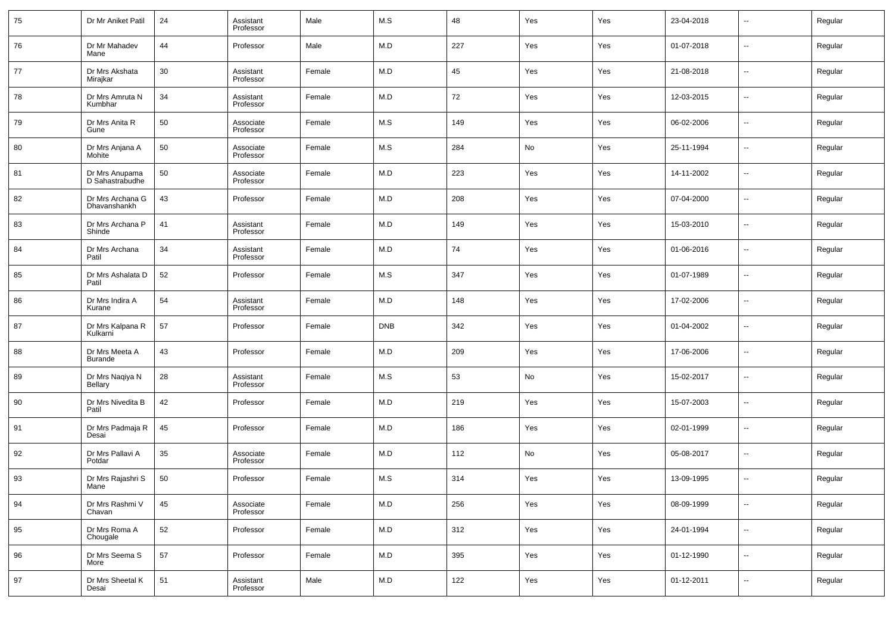| 75 | Dr Mr Aniket Patil | 24 | Assistant Professor | Male | M.S | 48 | Yes | Yes | 23-04-2018 | -- | Regular |
|---|---|---|---|---|---|---|---|---|---|---|---|
| 76 | Dr Mr Mahadev Mane | 44 | Professor | Male | M.D | 227 | Yes | Yes | 01-07-2018 | -- | Regular |
| 77 | Dr Mrs Akshata Mirajkar | 30 | Assistant Professor | Female | M.D | 45 | Yes | Yes | 21-08-2018 | -- | Regular |
| 78 | Dr Mrs Amruta N Kumbhar | 34 | Assistant Professor | Female | M.D | 72 | Yes | Yes | 12-03-2015 | -- | Regular |
| 79 | Dr Mrs Anita R Gune | 50 | Associate Professor | Female | M.S | 149 | Yes | Yes | 06-02-2006 | -- | Regular |
| 80 | Dr Mrs Anjana A Mohite | 50 | Associate Professor | Female | M.S | 284 | No | Yes | 25-11-1994 | -- | Regular |
| 81 | Dr Mrs Anupama D Sahastrabudhe | 50 | Associate Professor | Female | M.D | 223 | Yes | Yes | 14-11-2002 | -- | Regular |
| 82 | Dr Mrs Archana G Dhavanshankh | 43 | Professor | Female | M.D | 208 | Yes | Yes | 07-04-2000 | -- | Regular |
| 83 | Dr Mrs Archana P Shinde | 41 | Assistant Professor | Female | M.D | 149 | Yes | Yes | 15-03-2010 | -- | Regular |
| 84 | Dr Mrs Archana Patil | 34 | Assistant Professor | Female | M.D | 74 | Yes | Yes | 01-06-2016 | -- | Regular |
| 85 | Dr Mrs Ashalata D Patil | 52 | Professor | Female | M.S | 347 | Yes | Yes | 01-07-1989 | -- | Regular |
| 86 | Dr Mrs Indira A Kurane | 54 | Assistant Professor | Female | M.D | 148 | Yes | Yes | 17-02-2006 | -- | Regular |
| 87 | Dr Mrs Kalpana R Kulkarni | 57 | Professor | Female | DNB | 342 | Yes | Yes | 01-04-2002 | -- | Regular |
| 88 | Dr Mrs Meeta A Burande | 43 | Professor | Female | M.D | 209 | Yes | Yes | 17-06-2006 | -- | Regular |
| 89 | Dr Mrs Naqiya N Bellary | 28 | Assistant Professor | Female | M.S | 53 | No | Yes | 15-02-2017 | -- | Regular |
| 90 | Dr Mrs Nivedita B Patil | 42 | Professor | Female | M.D | 219 | Yes | Yes | 15-07-2003 | -- | Regular |
| 91 | Dr Mrs Padmaja R Desai | 45 | Professor | Female | M.D | 186 | Yes | Yes | 02-01-1999 | -- | Regular |
| 92 | Dr Mrs Pallavi A Potdar | 35 | Associate Professor | Female | M.D | 112 | No | Yes | 05-08-2017 | -- | Regular |
| 93 | Dr Mrs Rajashri S Mane | 50 | Professor | Female | M.S | 314 | Yes | Yes | 13-09-1995 | -- | Regular |
| 94 | Dr Mrs Rashmi V Chavan | 45 | Associate Professor | Female | M.D | 256 | Yes | Yes | 08-09-1999 | -- | Regular |
| 95 | Dr Mrs Roma A Chougale | 52 | Professor | Female | M.D | 312 | Yes | Yes | 24-01-1994 | -- | Regular |
| 96 | Dr Mrs Seema S More | 57 | Professor | Female | M.D | 395 | Yes | Yes | 01-12-1990 | -- | Regular |
| 97 | Dr Mrs Sheetal K Desai | 51 | Assistant Professor | Male | M.D | 122 | Yes | Yes | 01-12-2011 | -- | Regular |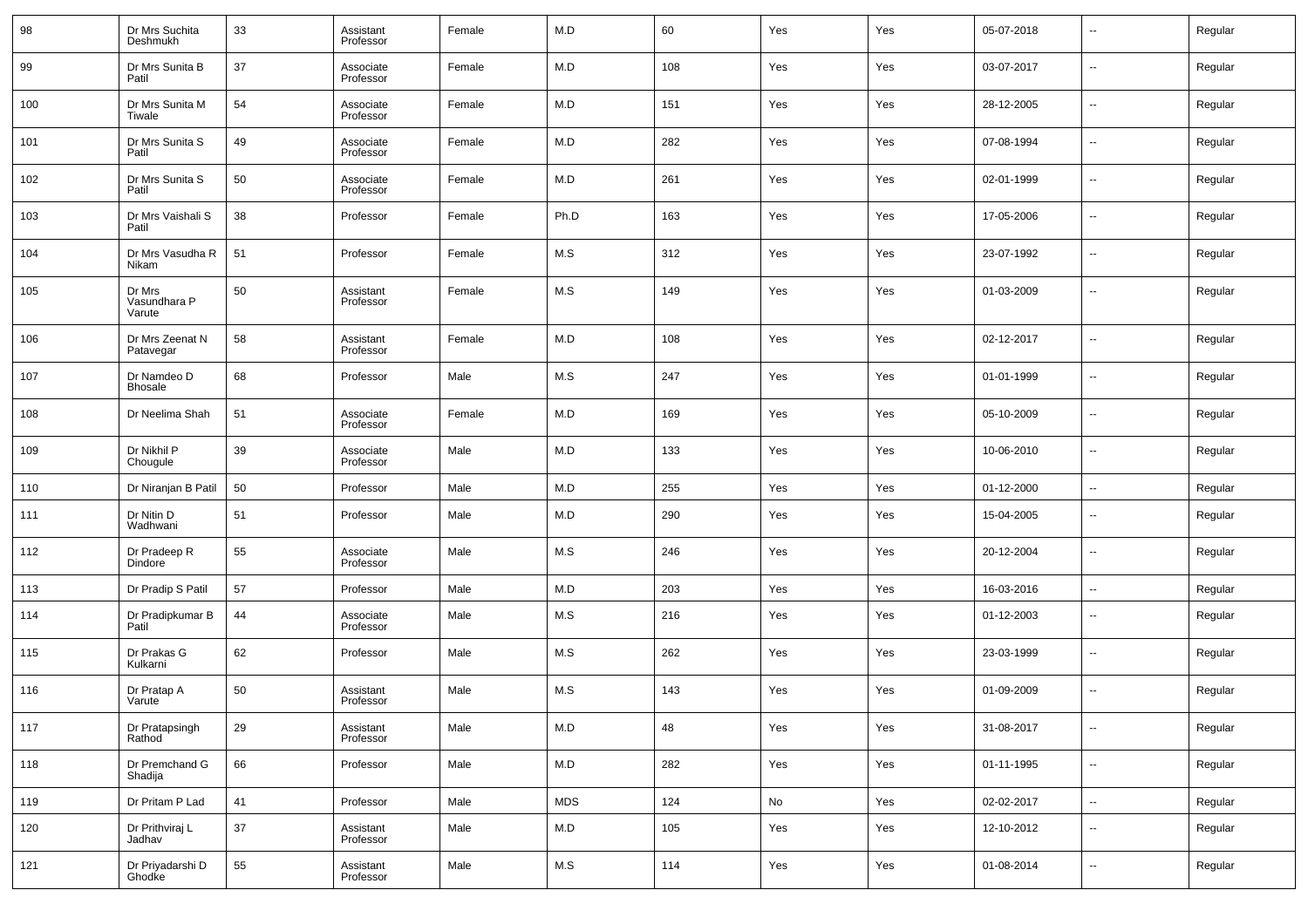| | | | | | | | | | | | |
|---|---|---|---|---|---|---|---|---|---|---|---|
| 98 | Dr Mrs Suchita Deshmukh | 33 | Assistant Professor | Female | M.D | 60 | Yes | Yes | 05-07-2018 | -- | Regular |
| 99 | Dr Mrs Sunita B Patil | 37 | Associate Professor | Female | M.D | 108 | Yes | Yes | 03-07-2017 | -- | Regular |
| 100 | Dr Mrs Sunita M Tiwale | 54 | Associate Professor | Female | M.D | 151 | Yes | Yes | 28-12-2005 | -- | Regular |
| 101 | Dr Mrs Sunita S Patil | 49 | Associate Professor | Female | M.D | 282 | Yes | Yes | 07-08-1994 | -- | Regular |
| 102 | Dr Mrs Sunita S Patil | 50 | Associate Professor | Female | M.D | 261 | Yes | Yes | 02-01-1999 | -- | Regular |
| 103 | Dr Mrs Vaishali S Patil | 38 | Professor | Female | Ph.D | 163 | Yes | Yes | 17-05-2006 | -- | Regular |
| 104 | Dr Mrs Vasudha R Nikam | 51 | Professor | Female | M.S | 312 | Yes | Yes | 23-07-1992 | -- | Regular |
| 105 | Dr Mrs Vasundhara P Varute | 50 | Assistant Professor | Female | M.S | 149 | Yes | Yes | 01-03-2009 | -- | Regular |
| 106 | Dr Mrs Zeenat N Patavegar | 58 | Assistant Professor | Female | M.D | 108 | Yes | Yes | 02-12-2017 | -- | Regular |
| 107 | Dr Namdeo D Bhosale | 68 | Professor | Male | M.S | 247 | Yes | Yes | 01-01-1999 | -- | Regular |
| 108 | Dr Neelima Shah | 51 | Associate Professor | Female | M.D | 169 | Yes | Yes | 05-10-2009 | -- | Regular |
| 109 | Dr Nikhil P Chougule | 39 | Associate Professor | Male | M.D | 133 | Yes | Yes | 10-06-2010 | -- | Regular |
| 110 | Dr Niranjan B Patil | 50 | Professor | Male | M.D | 255 | Yes | Yes | 01-12-2000 | -- | Regular |
| 111 | Dr Nitin D Wadhwani | 51 | Professor | Male | M.D | 290 | Yes | Yes | 15-04-2005 | -- | Regular |
| 112 | Dr Pradeep R Dindore | 55 | Associate Professor | Male | M.S | 246 | Yes | Yes | 20-12-2004 | -- | Regular |
| 113 | Dr Pradip S Patil | 57 | Professor | Male | M.D | 203 | Yes | Yes | 16-03-2016 | -- | Regular |
| 114 | Dr Pradipkumar B Patil | 44 | Associate Professor | Male | M.S | 216 | Yes | Yes | 01-12-2003 | -- | Regular |
| 115 | Dr Prakas G Kulkarni | 62 | Professor | Male | M.S | 262 | Yes | Yes | 23-03-1999 | -- | Regular |
| 116 | Dr Pratap A Varute | 50 | Assistant Professor | Male | M.S | 143 | Yes | Yes | 01-09-2009 | -- | Regular |
| 117 | Dr Pratapsingh Rathod | 29 | Assistant Professor | Male | M.D | 48 | Yes | Yes | 31-08-2017 | -- | Regular |
| 118 | Dr Premchand G Shadija | 66 | Professor | Male | M.D | 282 | Yes | Yes | 01-11-1995 | -- | Regular |
| 119 | Dr Pritam P Lad | 41 | Professor | Male | MDS | 124 | No | Yes | 02-02-2017 | -- | Regular |
| 120 | Dr Prithviraj L Jadhav | 37 | Assistant Professor | Male | M.D | 105 | Yes | Yes | 12-10-2012 | -- | Regular |
| 121 | Dr Priyadarshi D Ghodke | 55 | Assistant Professor | Male | M.S | 114 | Yes | Yes | 01-08-2014 | -- | Regular |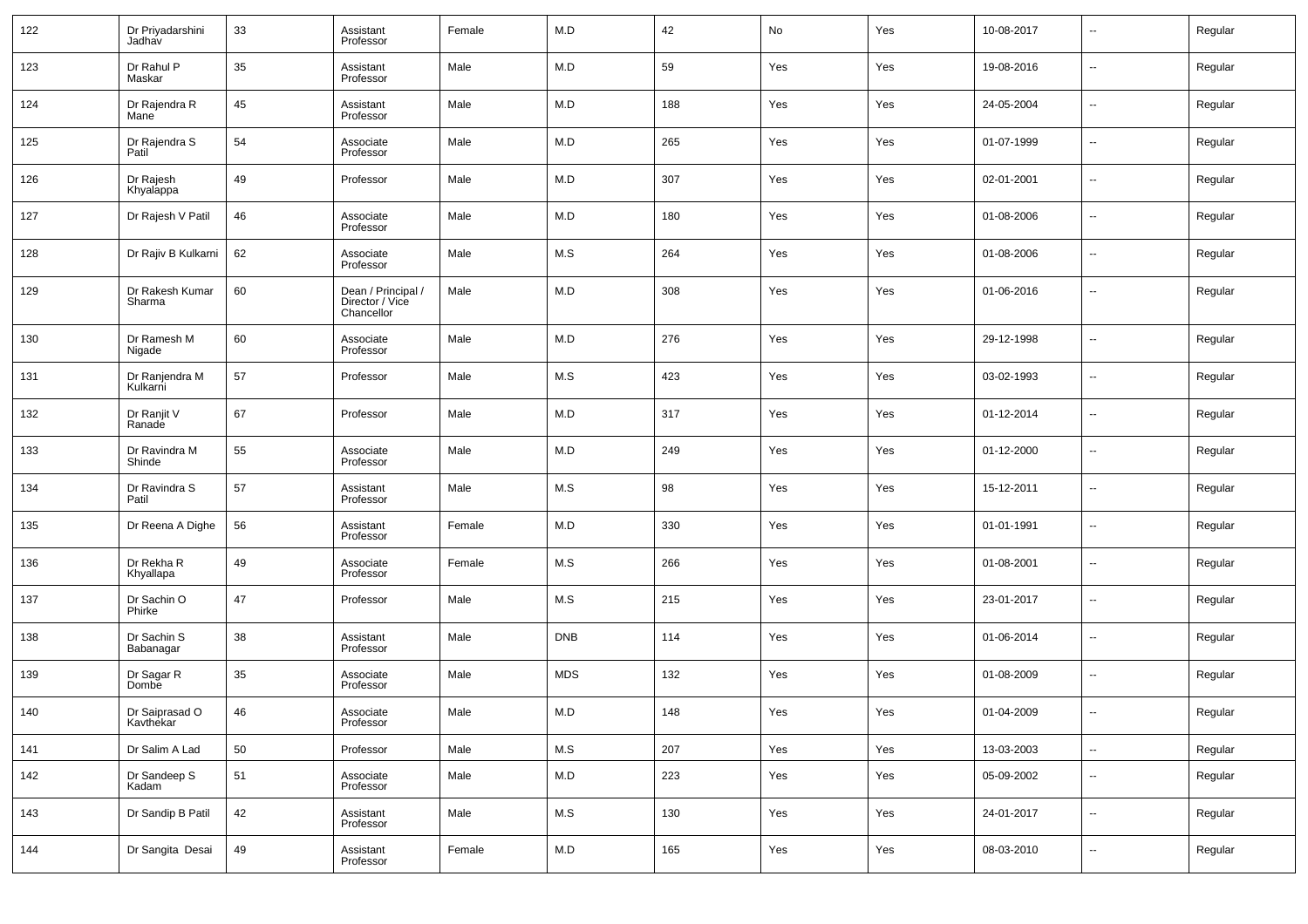| 122 | Dr Priyadarshini Jadhav | 33 | Assistant Professor | Female | M.D | 42 | No | Yes | 10-08-2017 | -- | Regular |
|---|---|---|---|---|---|---|---|---|---|---|---|
| 123 | Dr Rahul P Maskar | 35 | Assistant Professor | Male | M.D | 59 | Yes | Yes | 19-08-2016 | -- | Regular |
| 124 | Dr Rajendra R Mane | 45 | Assistant Professor | Male | M.D | 188 | Yes | Yes | 24-05-2004 | -- | Regular |
| 125 | Dr Rajendra S Patil | 54 | Associate Professor | Male | M.D | 265 | Yes | Yes | 01-07-1999 | -- | Regular |
| 126 | Dr Rajesh Khyalappa | 49 | Professor | Male | M.D | 307 | Yes | Yes | 02-01-2001 | -- | Regular |
| 127 | Dr Rajesh V Patil | 46 | Associate Professor | Male | M.D | 180 | Yes | Yes | 01-08-2006 | -- | Regular |
| 128 | Dr Rajiv B Kulkarni | 62 | Associate Professor | Male | M.S | 264 | Yes | Yes | 01-08-2006 | -- | Regular |
| 129 | Dr Rakesh Kumar Sharma | 60 | Dean / Principal / Director / Vice Chancellor | Male | M.D | 308 | Yes | Yes | 01-06-2016 | -- | Regular |
| 130 | Dr Ramesh M Nigade | 60 | Associate Professor | Male | M.D | 276 | Yes | Yes | 29-12-1998 | -- | Regular |
| 131 | Dr Ranjendra M Kulkarni | 57 | Professor | Male | M.S | 423 | Yes | Yes | 03-02-1993 | -- | Regular |
| 132 | Dr Ranjit V Ranade | 67 | Professor | Male | M.D | 317 | Yes | Yes | 01-12-2014 | -- | Regular |
| 133 | Dr Ravindra M Shinde | 55 | Associate Professor | Male | M.D | 249 | Yes | Yes | 01-12-2000 | -- | Regular |
| 134 | Dr Ravindra S Patil | 57 | Assistant Professor | Male | M.S | 98 | Yes | Yes | 15-12-2011 | -- | Regular |
| 135 | Dr Reena A Dighe | 56 | Assistant Professor | Female | M.D | 330 | Yes | Yes | 01-01-1991 | -- | Regular |
| 136 | Dr Rekha R Khyallapa | 49 | Associate Professor | Female | M.S | 266 | Yes | Yes | 01-08-2001 | -- | Regular |
| 137 | Dr Sachin O Phirke | 47 | Professor | Male | M.S | 215 | Yes | Yes | 23-01-2017 | -- | Regular |
| 138 | Dr Sachin S Babanagar | 38 | Assistant Professor | Male | DNB | 114 | Yes | Yes | 01-06-2014 | -- | Regular |
| 139 | Dr Sagar R Dombe | 35 | Associate Professor | Male | MDS | 132 | Yes | Yes | 01-08-2009 | -- | Regular |
| 140 | Dr Saiprasad O Kavthekar | 46 | Associate Professor | Male | M.D | 148 | Yes | Yes | 01-04-2009 | -- | Regular |
| 141 | Dr Salim A Lad | 50 | Professor | Male | M.S | 207 | Yes | Yes | 13-03-2003 | -- | Regular |
| 142 | Dr Sandeep S Kadam | 51 | Associate Professor | Male | M.D | 223 | Yes | Yes | 05-09-2002 | -- | Regular |
| 143 | Dr Sandip B Patil | 42 | Assistant Professor | Male | M.S | 130 | Yes | Yes | 24-01-2017 | -- | Regular |
| 144 | Dr Sangita Desai | 49 | Assistant Professor | Female | M.D | 165 | Yes | Yes | 08-03-2010 | -- | Regular |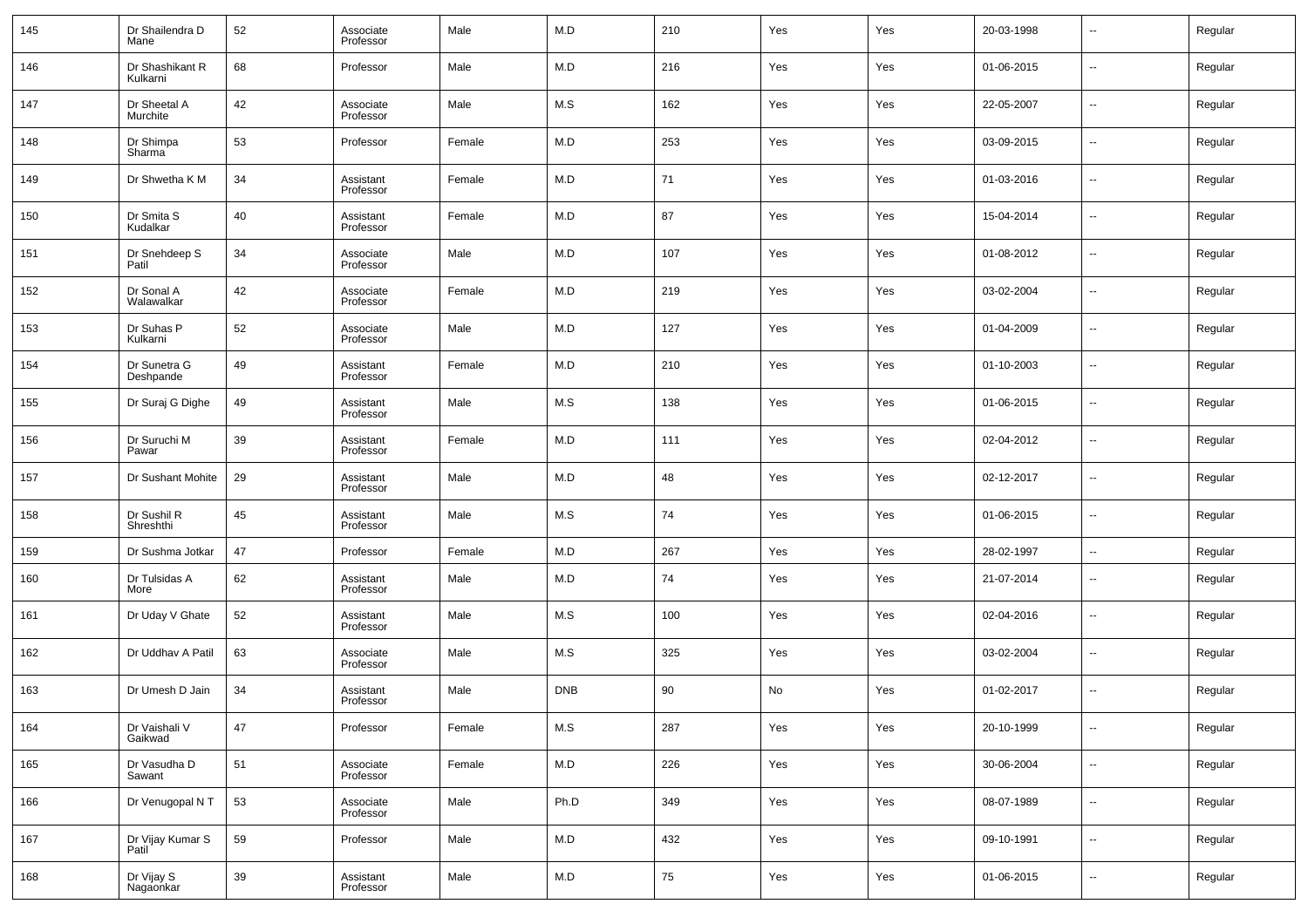| 145 | Dr Shailendra D Mane | 52 | Associate Professor | Male | M.D | 210 | Yes | Yes | 20-03-1998 | -- | Regular |
|---|---|---|---|---|---|---|---|---|---|---|---|
| 146 | Dr Shashikant R Kulkarni | 68 | Professor | Male | M.D | 216 | Yes | Yes | 01-06-2015 | -- | Regular |
| 147 | Dr Sheetal A Murchite | 42 | Associate Professor | Male | M.S | 162 | Yes | Yes | 22-05-2007 | -- | Regular |
| 148 | Dr Shimpa Sharma | 53 | Professor | Female | M.D | 253 | Yes | Yes | 03-09-2015 | -- | Regular |
| 149 | Dr Shwetha K M | 34 | Assistant Professor | Female | M.D | 71 | Yes | Yes | 01-03-2016 | -- | Regular |
| 150 | Dr Smita S Kudalkar | 40 | Assistant Professor | Female | M.D | 87 | Yes | Yes | 15-04-2014 | -- | Regular |
| 151 | Dr Snehdeep S Patil | 34 | Associate Professor | Male | M.D | 107 | Yes | Yes | 01-08-2012 | -- | Regular |
| 152 | Dr Sonal A Walawalkar | 42 | Associate Professor | Female | M.D | 219 | Yes | Yes | 03-02-2004 | -- | Regular |
| 153 | Dr Suhas P Kulkarni | 52 | Associate Professor | Male | M.D | 127 | Yes | Yes | 01-04-2009 | -- | Regular |
| 154 | Dr Sunetra G Deshpande | 49 | Assistant Professor | Female | M.D | 210 | Yes | Yes | 01-10-2003 | -- | Regular |
| 155 | Dr Suraj G Dighe | 49 | Assistant Professor | Male | M.S | 138 | Yes | Yes | 01-06-2015 | -- | Regular |
| 156 | Dr Suruchi M Pawar | 39 | Assistant Professor | Female | M.D | 111 | Yes | Yes | 02-04-2012 | -- | Regular |
| 157 | Dr Sushant Mohite | 29 | Assistant Professor | Male | M.D | 48 | Yes | Yes | 02-12-2017 | -- | Regular |
| 158 | Dr Sushil R Shreshthi | 45 | Assistant Professor | Male | M.S | 74 | Yes | Yes | 01-06-2015 | -- | Regular |
| 159 | Dr Sushma Jotkar | 47 | Professor | Female | M.D | 267 | Yes | Yes | 28-02-1997 | -- | Regular |
| 160 | Dr Tulsidas A More | 62 | Assistant Professor | Male | M.D | 74 | Yes | Yes | 21-07-2014 | -- | Regular |
| 161 | Dr Uday V Ghate | 52 | Assistant Professor | Male | M.S | 100 | Yes | Yes | 02-04-2016 | -- | Regular |
| 162 | Dr Uddhav A Patil | 63 | Associate Professor | Male | M.S | 325 | Yes | Yes | 03-02-2004 | -- | Regular |
| 163 | Dr Umesh D Jain | 34 | Assistant Professor | Male | DNB | 90 | No | Yes | 01-02-2017 | -- | Regular |
| 164 | Dr Vaishali V Gaikwad | 47 | Professor | Female | M.S | 287 | Yes | Yes | 20-10-1999 | -- | Regular |
| 165 | Dr Vasudha D Sawant | 51 | Associate Professor | Female | M.D | 226 | Yes | Yes | 30-06-2004 | -- | Regular |
| 166 | Dr Venugopal N T | 53 | Associate Professor | Male | Ph.D | 349 | Yes | Yes | 08-07-1989 | -- | Regular |
| 167 | Dr Vijay Kumar S Patil | 59 | Professor | Male | M.D | 432 | Yes | Yes | 09-10-1991 | -- | Regular |
| 168 | Dr Vijay S Nagaonkar | 39 | Assistant Professor | Male | M.D | 75 | Yes | Yes | 01-06-2015 | -- | Regular |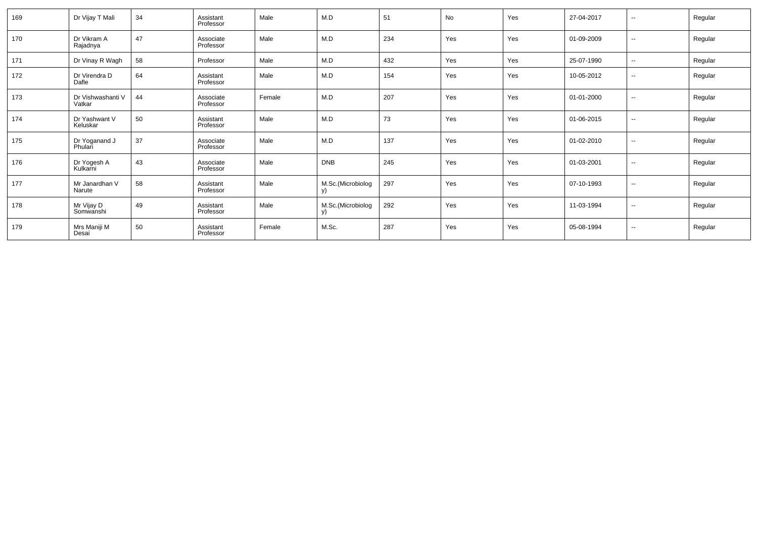| | | | | | | | | | | | |
|---|---|---|---|---|---|---|---|---|---|---|---|
| 169 | Dr Vijay T Mali | 34 | Assistant Professor | Male | M.D | 51 | No | Yes | 27-04-2017 | -- | Regular |
| 170 | Dr Vikram A Rajadnya | 47 | Associate Professor | Male | M.D | 234 | Yes | Yes | 01-09-2009 | -- | Regular |
| 171 | Dr Vinay R Wagh | 58 | Professor | Male | M.D | 432 | Yes | Yes | 25-07-1990 | -- | Regular |
| 172 | Dr Virendra D Dafle | 64 | Assistant Professor | Male | M.D | 154 | Yes | Yes | 10-05-2012 | -- | Regular |
| 173 | Dr Vishwashanti V Vatkar | 44 | Associate Professor | Female | M.D | 207 | Yes | Yes | 01-01-2000 | -- | Regular |
| 174 | Dr Yashwant V Keluskar | 50 | Assistant Professor | Male | M.D | 73 | Yes | Yes | 01-06-2015 | -- | Regular |
| 175 | Dr Yoganand J Phulari | 37 | Associate Professor | Male | M.D | 137 | Yes | Yes | 01-02-2010 | -- | Regular |
| 176 | Dr Yogesh A Kulkarni | 43 | Associate Professor | Male | DNB | 245 | Yes | Yes | 01-03-2001 | -- | Regular |
| 177 | Mr Janardhan V Narute | 58 | Assistant Professor | Male | M.Sc.(Microbiology) | 297 | Yes | Yes | 07-10-1993 | -- | Regular |
| 178 | Mr Vijay D Somwanshi | 49 | Assistant Professor | Male | M.Sc.(Microbiology) | 292 | Yes | Yes | 11-03-1994 | -- | Regular |
| 179 | Mrs Maniji M Desai | 50 | Assistant Professor | Female | M.Sc. | 287 | Yes | Yes | 05-08-1994 | -- | Regular |